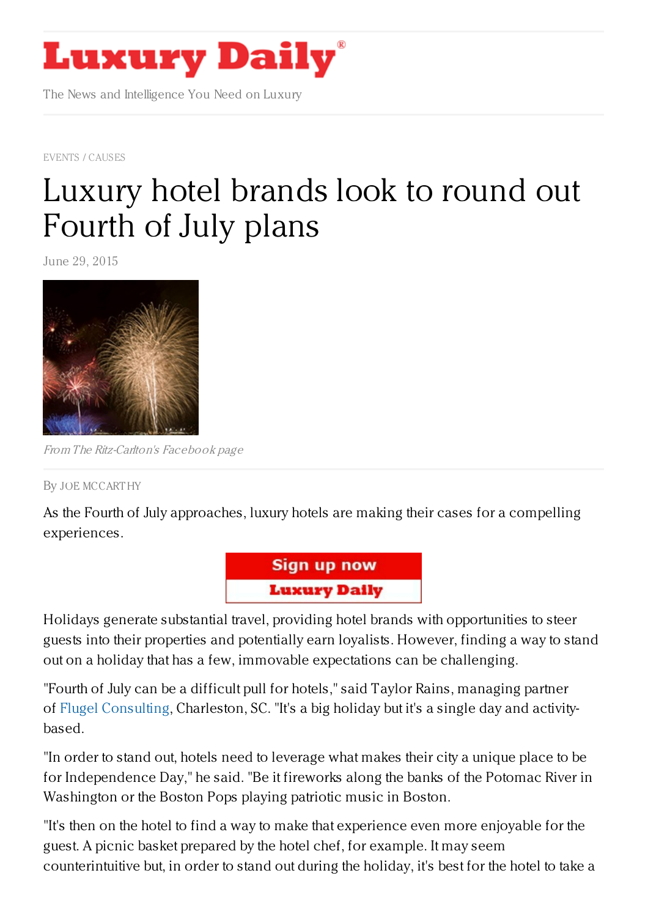EVENTS / CAUSES

# Luxury hotel brands look to round out Fourth of July plans

June 29, 2015

*From The Ritz-Carlton's Facebook page*

By JOE MCCARTHY

As the Fourth of July approaches, luxury hotels are making their cases for a compelling experiences.

Holidays generate substantial travel, providing hotel brands with opportunities to steer guests into their properties and potentially earn loyalists. However, finding a way to stand out on a holiday that has a few, immovable expectations can be challenging.

"Fourth of July can be a difficult pull for hotels," said Taylor Rains, managing partner of Flugel Consulting, Charleston, SC. "It's a big holiday but it's a single day and activity-based.

"In order to stand out, hotels need to leverage what makes their city a unique place to be for Independence Day," he said. "Be it fireworks along the banks of the Potomac River in Washington or the Boston Pops playing patriotic music in Boston.

"It's then on the hotel to find a way to make that experience even more enjoyable for the guest. A picnic basket prepared by the hotel chef, for example. It may seem counterintuitive but, in order to stand out during the holiday, it's best for the hotel to take a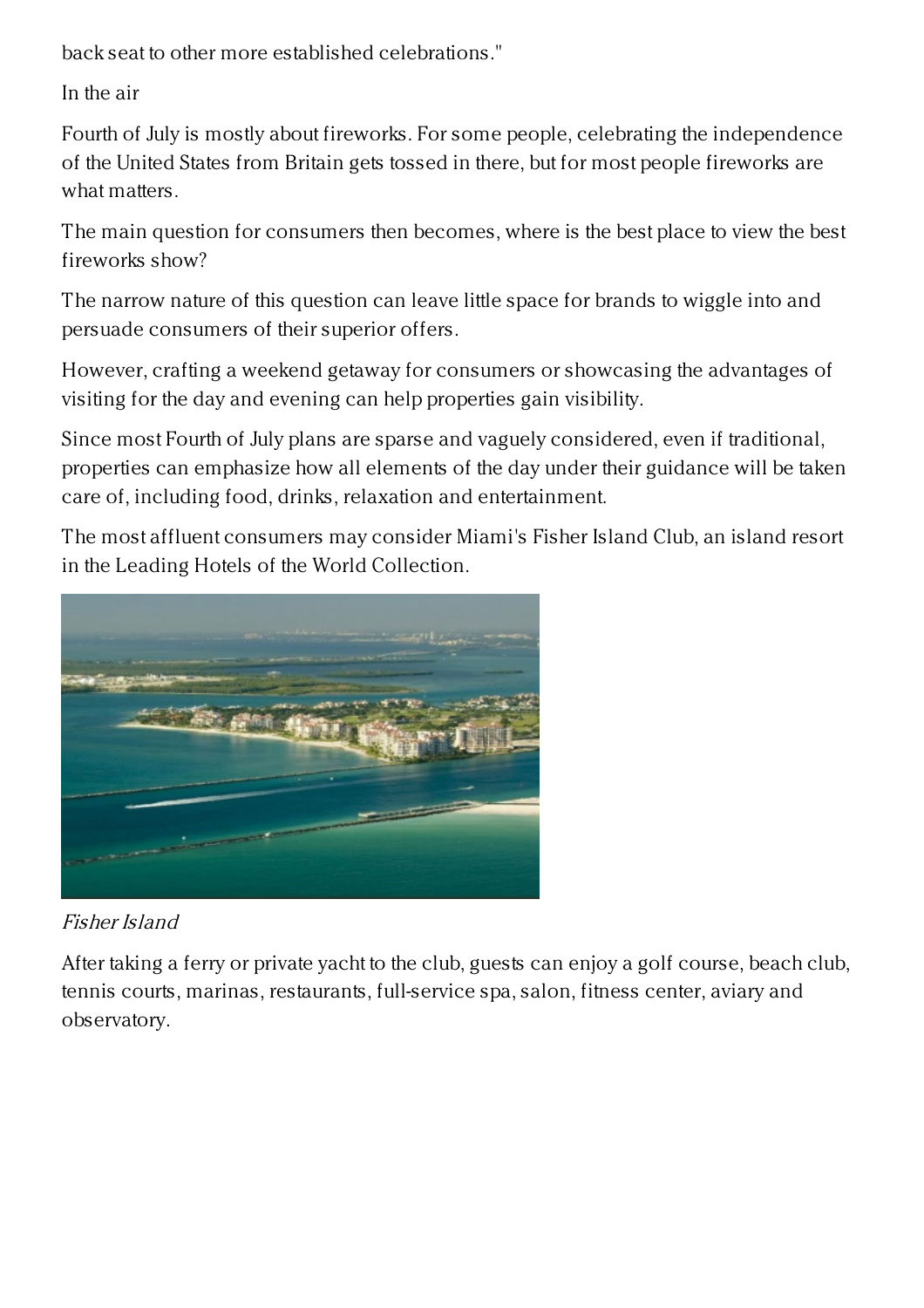back seat to other more established celebrations."

## In the air

Fourth of July is mostly about fireworks. For some people, celebrating the independence of the United States from Britain gets tossed in there, but for most people fireworks are what matters.

The main question for consumers then becomes, where is the best place to view the best fireworks show?

The narrow nature of this question can leave little space for brands to wiggle into and persuade consumers of their superior offers.

However, crafting a weekend getaway for consumers or showcasing the advantages of visiting for the day and evening can help properties gain visibility.

Since most Fourth of July plans are sparse and vaguely considered, even if traditional, properties can emphasize how all elements of the day under their guidance will be taken care of, including food, drinks, relaxation and entertainment.

The most affluent consumers may consider Miami's Fisher Island Club, an island resort in the Leading Hotels of the World Collection.

*Fisher Island*

After taking a ferry or private yacht to the club, guests can enjoy a golf course, beach club, tennis courts, marinas, restaurants, full-service spa, salon, fitness center, aviary and observatory.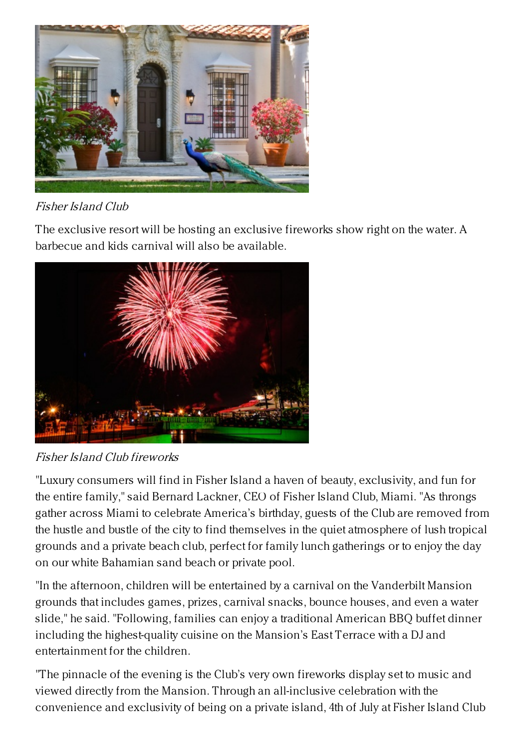*Fisher Island Club*

The exclusive resort will be hosting an exclusive fireworks show right on the water. A barbecue and kids carnival will also be available.

*Fisher Island Club fireworks*

"Luxury consumers will find in Fisher Island a haven of beauty, exclusivity, and fun for the entire family," said Bernard Lackner, CEO of Fisher Island Club, Miami. "As throngs gather across Miami to celebrate America's birthday, guests of the Club are removed from the hustle and bustle of the city to find themselves in the quiet atmosphere of lush tropical grounds and a private beach club, perfect for family lunch gatherings or to enjoy the day on our white Bahamian sand beach or private pool.

"In the afternoon, children will be entertained by a carnival on the Vanderbilt Mansion grounds that includes games, prizes, carnival snacks, bounce houses, and even a water slide," he said. "Following, families can enjoy a traditional American BBQ buffet dinner including the highest-quality cuisine on the Mansion's East Terrace with a DJ and entertainment for the children.

"The pinnacle of the evening is the Club's very own fireworks display set to music and viewed directly from the Mansion. Through an all-inclusive celebration with the convenience and exclusivity of being on a private island, 4th of July at Fisher Island Club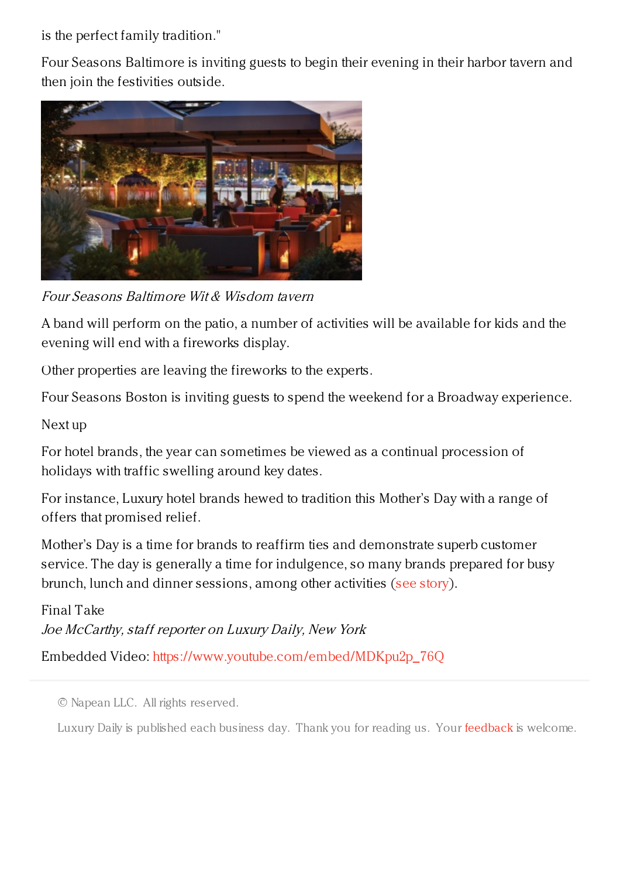is the perfect family tradition."

Four Seasons Baltimore is inviting guests to begin their evening in their harbor tavern and then join the festivities outside.

*Four Seasons Baltimore Wit & Wisdom tavern*

A band will perform on the patio, a number of activities will be available for kids and the evening will end with a fireworks display.

Other properties are leaving the fireworks to the experts.

Four Seasons Boston is inviting guests to spend the weekend for a Broadway experience.

Next up

For hotel brands, the year can sometimes be viewed as a continual procession of holidays with traffic swelling around key dates.

For instance, Luxury hotel brands hewed to tradition this Mother's Day with a range of offers that promised relief.

Mother's Day is a time for brands to reaffirm ties and demonstrate superb customer service. The day is generally a time for indulgence, so many brands prepared for busy brunch, lunch and dinner sessions, among other activities (see story).

Final Take
*Joe McCarthy, staff reporter on Luxury Daily, New York*

Embedded Video: https://www.youtube.com/embed/MDKpu2p_76Q

© Napean LLC. All rights reserved.

Luxury Daily is published each business day. Thank you for reading us. Your feedback is welcome.